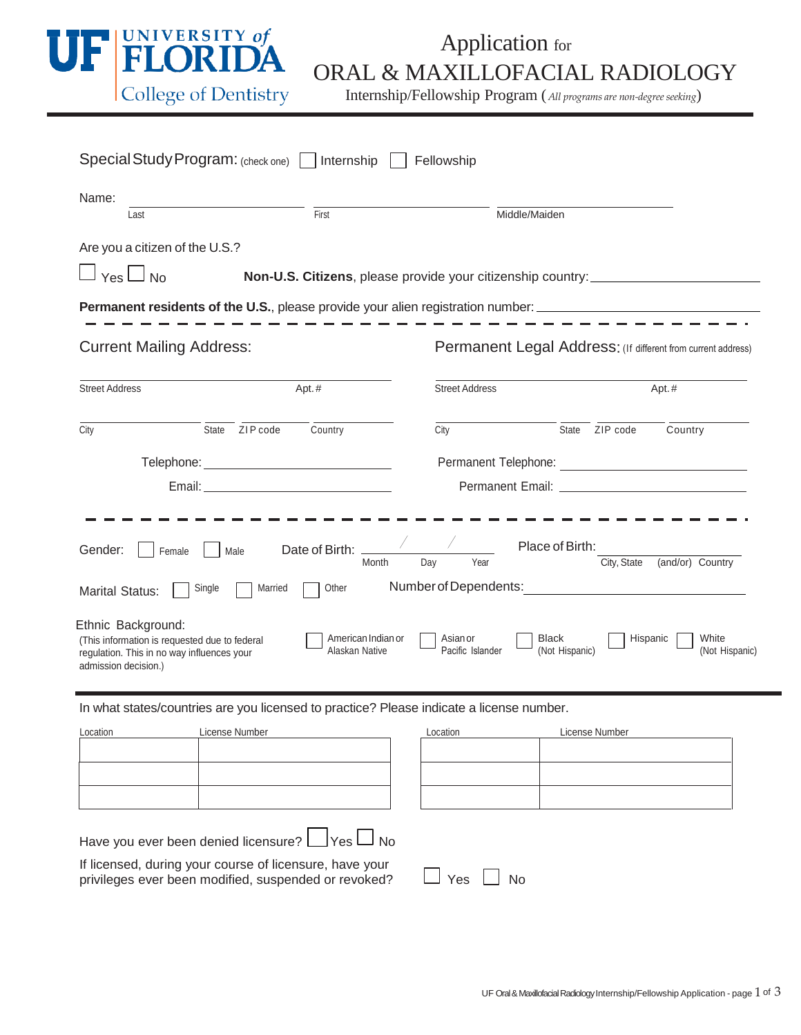UF UNIVERSITY of FLORIDA
College of Dentistry

# Application for ORAL & MAXILLOFACIAL RADIOLOGY

Internship/Fellowship Program (*All programs are non-degree seeking*)

---

Special Study Program: (check one) ☐ Internship ☐ Fellowship

Name: \_\_\_\_\_\_\_\_\_\_\_\_\_\_\_\_ \_\_\_\_\_\_\_\_\_\_\_\_\_\_\_\_ \_\_\_\_\_\_\_\_\_\_\_\_\_\_\_\_
Last First Middle/Maiden

Are you a citizen of the U.S.?

☐ Yes ☐ No **Non-U.S. Citizens**, please provide your citizenship country: \_\_\_\_\_\_\_\_\_\_\_\_\_\_\_\_

**Permanent residents of the U.S.**, please provide your alien registration number: \_\_\_\_\_\_\_\_\_\_\_\_\_\_\_\_

---

## Current Mailing Address:

\_\_\_\_\_\_\_\_\_\_\_\_\_\_\_\_\_\_\_\_\_\_\_\_\_\_\_\_\_\_
Street Address Apt.#

\_\_\_\_\_\_\_\_\_\_ \_\_\_\_ \_\_\_\_\_\_ \_\_\_\_\_\_\_\_
City State ZIP code Country

Telephone: \_\_\_\_\_\_\_\_\_\_\_\_\_\_\_\_

Email: \_\_\_\_\_\_\_\_\_\_\_\_\_\_\_\_

## Permanent Legal Address: (If different from current address)

\_\_\_\_\_\_\_\_\_\_\_\_\_\_\_\_\_\_\_\_\_\_\_\_\_\_\_\_\_\_
Street Address Apt.#

\_\_\_\_\_\_\_\_\_\_ \_\_\_\_ \_\_\_\_\_\_ \_\_\_\_\_\_\_\_
City State ZIP code Country

Permanent Telephone: \_\_\_\_\_\_\_\_\_\_\_\_\_\_\_\_

Permanent Email: \_\_\_\_\_\_\_\_\_\_\_\_\_\_\_\_

---

Gender: ☐ Female ☐ Male Date of Birth: \_\_\_\_ / \_\_\_\_ / \_\_\_\_ (Month Day Year) Place of Birth: \_\_\_\_\_\_\_\_\_\_\_\_\_\_\_\_ (City, State (and/or) Country)

Marital Status: ☐ Single ☐ Married ☐ Other Number of Dependents: \_\_\_\_\_\_\_\_\_\_\_\_\_\_\_\_

Ethnic Background:
(This information is requested due to federal regulation. This in no way influences your admission decision.)

☐ American Indian or Alaskan Native ☐ Asian or Pacific Islander ☐ Black (Not Hispanic) ☐ Hispanic ☐ White (Not Hispanic)

---

In what states/countries are you licensed to practice? Please indicate a license number.

| Location | License Number | Location | License Number |
|---|---|---|---|
| | | | |
| | | | |
| | | | |

Have you ever been denied licensure? ☐ Yes ☐ No

If licensed, during your course of licensure, have your privileges ever been modified, suspended or revoked? ☐ Yes ☐ No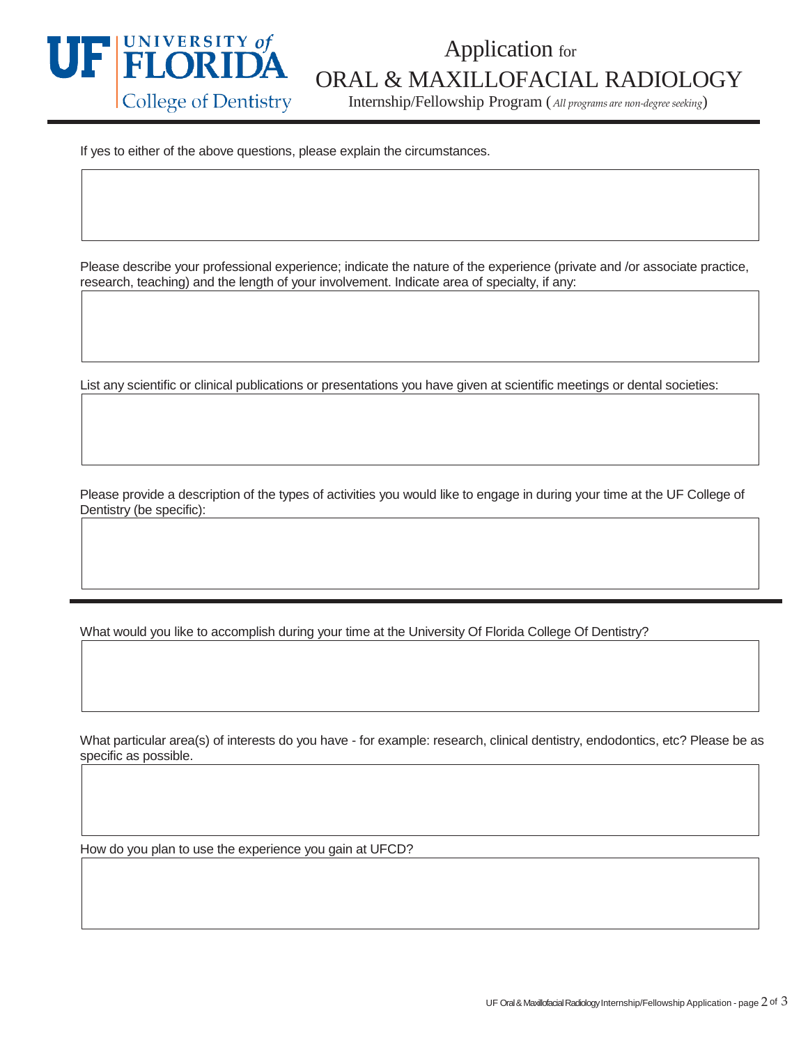If yes to either of the above questions, please explain the circumstances.

Please describe your professional experience; indicate the nature of the experience (private and /or associate practice, research, teaching) and the length of your involvement. Indicate area of specialty, if any:

List any scientific or clinical publications or presentations you have given at scientific meetings or dental societies:

Please provide a description of the types of activities you would like to engage in during your time at the UF College of Dentistry (be specific):

---

What would you like to accomplish during your time at the University Of Florida College Of Dentistry?

What particular area(s) of interests do you have - for example: research, clinical dentistry, endodontics, etc? Please be as specific as possible.

How do you plan to use the experience you gain at UFCD?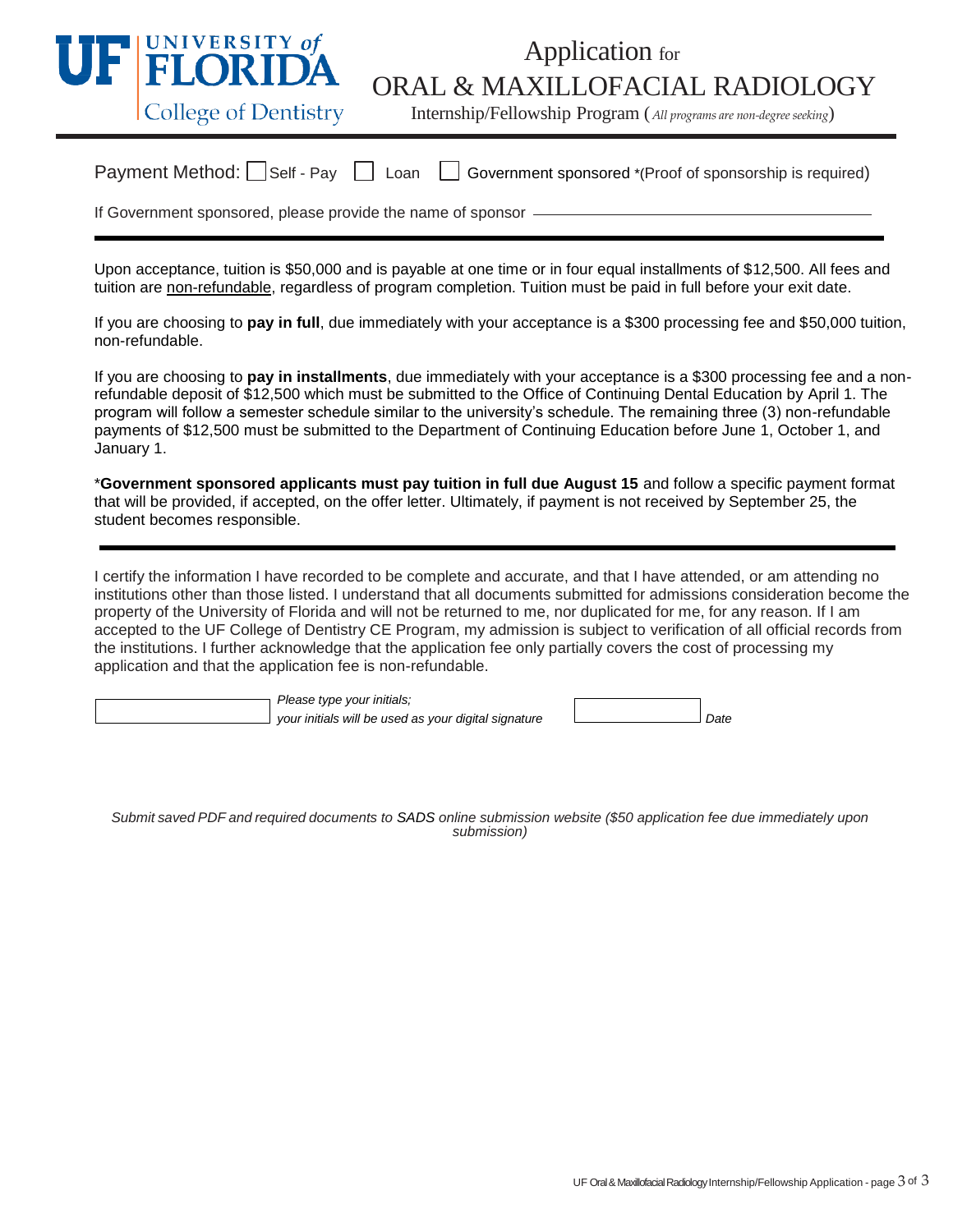UF UNIVERSITY of FLORIDA College of Dentistry

# Application for ORAL & MAXILLOFACIAL RADIOLOGY

Internship/Fellowship Program (*All programs are non-degree seeking*)

Payment Method: ☐ Self - Pay ☐ Loan ☐ Government sponsored *(Proof of sponsorship is required)

If Government sponsored, please provide the name of sponsor \_\_\_\_\_\_\_\_\_\_\_\_\_\_\_\_\_\_\_\_\_\_\_\_\_\_\_\_\_\_\_\_

---

Upon acceptance, tuition is $50,000 and is payable at one time or in four equal installments of $12,500. All fees and tuition are <u>non-refundable</u>, regardless of program completion. Tuition must be paid in full before your exit date.

If you are choosing to **pay in full**, due immediately with your acceptance is a $300 processing fee and $50,000 tuition, non-refundable.

If you are choosing to **pay in installments**, due immediately with your acceptance is a $300 processing fee and a non-refundable deposit of $12,500 which must be submitted to the Office of Continuing Dental Education by April 1. The program will follow a semester schedule similar to the university's schedule. The remaining three (3) non-refundable payments of $12,500 must be submitted to the Department of Continuing Education before June 1, October 1, and January 1.

***Government sponsored applicants must pay tuition in full due August 15** and follow a specific payment format that will be provided, if accepted, on the offer letter. Ultimately, if payment is not received by September 25, the student becomes responsible.

---

I certify the information I have recorded to be complete and accurate, and that I have attended, or am attending no institutions other than those listed. I understand that all documents submitted for admissions consideration become the property of the University of Florida and will not be returned to me, nor duplicated for me, for any reason. If I am accepted to the UF College of Dentistry CE Program, my admission is subject to verification of all official records from the institutions. I further acknowledge that the application fee only partially covers the cost of processing my application and that the application fee is non-refundable.

\_\_\_\_\_\_\_\_\_\_\_\_\_\_\_\_ *Please type your initials; your initials will be used as your digital signature*

\_\_\_\_\_\_\_\_\_\_\_\_\_\_\_\_ *Date*

*Submit saved PDF and required documents to SADS online submission website ($50 application fee due immediately upon submission)*